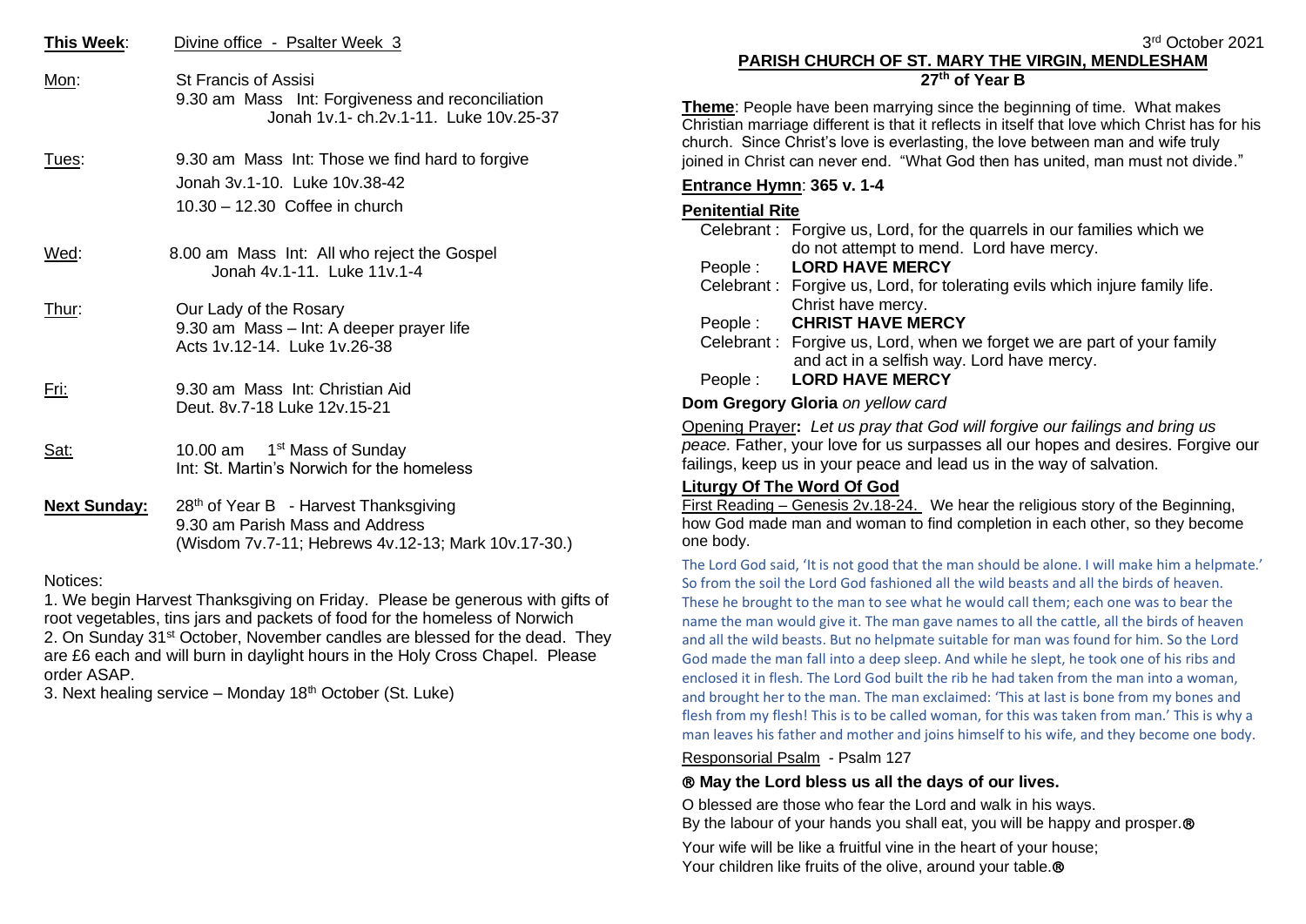**This Week**: Divine office - Psalter Week 3

Mon: St Francis of Assisi
9.30 am Mass Int: Forgiveness and reconciliation
Jonah 1v.1- ch.2v.1-11. Luke 10v.25-37

Tues: 9.30 am Mass Int: Those we find hard to forgive
Jonah 3v.1-10. Luke 10v.38-42
10.30 – 12.30 Coffee in church

Wed: 8.00 am Mass Int: All who reject the Gospel
Jonah 4v.1-11. Luke 11v.1-4

Thur: Our Lady of the Rosary
9.30 am Mass – Int: A deeper prayer life
Acts 1v.12-14. Luke 1v.26-38

Fri: 9.30 am Mass Int: Christian Aid
Deut. 8v.7-18 Luke 12v.15-21

Sat: 10.00 am 1st Mass of Sunday
Int: St. Martin's Norwich for the homeless

**Next Sunday:** 28th of Year B - Harvest Thanksgiving
9.30 am Parish Mass and Address
(Wisdom 7v.7-11; Hebrews 4v.12-13; Mark 10v.17-30.)

Notices:

1. We begin Harvest Thanksgiving on Friday. Please be generous with gifts of root vegetables, tins jars and packets of food for the homeless of Norwich
2. On Sunday 31st October, November candles are blessed for the dead. They are £6 each and will burn in daylight hours in the Holy Cross Chapel. Please order ASAP.
3. Next healing service – Monday 18th October (St. Luke)

3rd October 2021

## PARISH CHURCH OF ST. MARY THE VIRGIN, MENDLESHAM
## 27th of Year B

**Theme**: People have been marrying since the beginning of time. What makes Christian marriage different is that it reflects in itself that love which Christ has for his church. Since Christ's love is everlasting, the love between man and wife truly joined in Christ can never end. "What God then has united, man must not divide."

**Entrance Hymn**: **365 v. 1-4**

**Penitential Rite**

Celebrant : Forgive us, Lord, for the quarrels in our families which we do not attempt to mend. Lord have mercy.
People : **LORD HAVE MERCY**
Celebrant : Forgive us, Lord, for tolerating evils which injure family life. Christ have mercy.
People : **CHRIST HAVE MERCY**
Celebrant : Forgive us, Lord, when we forget we are part of your family and act in a selfish way. Lord have mercy.
People : **LORD HAVE MERCY**

**Dom Gregory Gloria** *on yellow card*

Opening Prayer**:** *Let us pray that God will forgive our failings and bring us peace*. Father, your love for us surpasses all our hopes and desires. Forgive our failings, keep us in your peace and lead us in the way of salvation.

**Liturgy Of The Word Of God**

First Reading – Genesis 2v.18-24. We hear the religious story of the Beginning, how God made man and woman to find completion in each other, so they become one body.

The Lord God said, 'It is not good that the man should be alone. I will make him a helpmate.' So from the soil the Lord God fashioned all the wild beasts and all the birds of heaven. These he brought to the man to see what he would call them; each one was to bear the name the man would give it. The man gave names to all the cattle, all the birds of heaven and all the wild beasts. But no helpmate suitable for man was found for him. So the Lord God made the man fall into a deep sleep. And while he slept, he took one of his ribs and enclosed it in flesh. The Lord God built the rib he had taken from the man into a woman, and brought her to the man. The man exclaimed: 'This at last is bone from my bones and flesh from my flesh! This is to be called woman, for this was taken from man.' This is why a man leaves his father and mother and joins himself to his wife, and they become one body.

Responsorial Psalm - Psalm 127

**℟ May the Lord bless us all the days of our lives.**

O blessed are those who fear the Lord and walk in his ways.
By the labour of your hands you shall eat, you will be happy and prosper.℟

Your wife will be like a fruitful vine in the heart of your house;
Your children like fruits of the olive, around your table.℟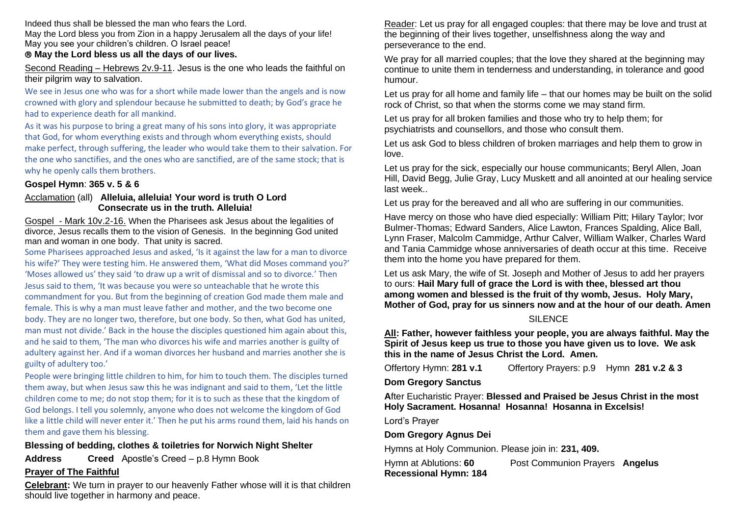Indeed thus shall be blessed the man who fears the Lord.
May the Lord bless you from Zion in a happy Jerusalem all the days of your life!
May you see your children's children. O Israel peace!

**® May the Lord bless us all the days of our lives.**

Second Reading – Hebrews 2v.9-11. Jesus is the one who leads the faithful on their pilgrim way to salvation.

We see in Jesus one who was for a short while made lower than the angels and is now crowned with glory and splendour because he submitted to death; by God's grace he had to experience death for all mankind.

As it was his purpose to bring a great many of his sons into glory, it was appropriate that God, for whom everything exists and through whom everything exists, should make perfect, through suffering, the leader who would take them to their salvation. For the one who sanctifies, and the ones who are sanctified, are of the same stock; that is why he openly calls them brothers.

**Gospel Hymn**: **365 v. 5 & 6**

Acclamation (all) **Alleluia, alleluia! Your word is truth O Lord Consecrate us in the truth. Alleluia!**

Gospel - Mark 10v.2-16. When the Pharisees ask Jesus about the legalities of divorce, Jesus recalls them to the vision of Genesis. In the beginning God united man and woman in one body. That unity is sacred.

Some Pharisees approached Jesus and asked, 'Is it against the law for a man to divorce his wife?' They were testing him. He answered them, 'What did Moses command you?' 'Moses allowed us' they said 'to draw up a writ of dismissal and so to divorce.' Then Jesus said to them, 'It was because you were so unteachable that he wrote this commandment for you. But from the beginning of creation God made them male and female. This is why a man must leave father and mother, and the two become one body. They are no longer two, therefore, but one body. So then, what God has united, man must not divide.' Back in the house the disciples questioned him again about this, and he said to them, 'The man who divorces his wife and marries another is guilty of adultery against her. And if a woman divorces her husband and marries another she is guilty of adultery too.'

People were bringing little children to him, for him to touch them. The disciples turned them away, but when Jesus saw this he was indignant and said to them, 'Let the little children come to me; do not stop them; for it is to such as these that the kingdom of God belongs. I tell you solemnly, anyone who does not welcome the kingdom of God like a little child will never enter it.' Then he put his arms round them, laid his hands on them and gave them his blessing.

**Blessing of bedding, clothes & toiletries for Norwich Night Shelter**

**Address** **Creed** Apostle's Creed – p.8 Hymn Book

**Prayer of The Faithful**

**Celebrant:** We turn in prayer to our heavenly Father whose will it is that children should live together in harmony and peace.

Reader: Let us pray for all engaged couples: that there may be love and trust at the beginning of their lives together, unselfishness along the way and perseverance to the end.

We pray for all married couples; that the love they shared at the beginning may continue to unite them in tenderness and understanding, in tolerance and good humour.

Let us pray for all home and family life – that our homes may be built on the solid rock of Christ, so that when the storms come we may stand firm.

Let us pray for all broken families and those who try to help them; for psychiatrists and counsellors, and those who consult them.

Let us ask God to bless children of broken marriages and help them to grow in love.

Let us pray for the sick, especially our house communicants; Beryl Allen, Joan Hill, David Begg, Julie Gray, Lucy Muskett and all anointed at our healing service last week..

Let us pray for the bereaved and all who are suffering in our communities.

Have mercy on those who have died especially: William Pitt; Hilary Taylor; Ivor Bulmer-Thomas; Edward Sanders, Alice Lawton, Frances Spalding, Alice Ball, Lynn Fraser, Malcolm Cammidge, Arthur Calver, William Walker, Charles Ward and Tania Cammidge whose anniversaries of death occur at this time. Receive them into the home you have prepared for them.

Let us ask Mary, the wife of St. Joseph and Mother of Jesus to add her prayers to ours: **Hail Mary full of grace the Lord is with thee, blessed art thou among women and blessed is the fruit of thy womb, Jesus. Holy Mary, Mother of God, pray for us sinners now and at the hour of our death. Amen**

SILENCE

**All: Father, however faithless your people, you are always faithful. May the Spirit of Jesus keep us true to those you have given us to love. We ask this in the name of Jesus Christ the Lord. Amen.**

Offertory Hymn: **281 v.1** Offertory Prayers: p.9 Hymn **281 v.2 & 3**

**Dom Gregory Sanctus**

**A**fter Eucharistic Prayer: **Blessed and Praised be Jesus Christ in the most Holy Sacrament. Hosanna! Hosanna! Hosanna in Excelsis!**

Lord's Prayer

**Dom Gregory Agnus Dei**

Hymns at Holy Communion. Please join in: **231, 409.**

Hymn at Ablutions: **60** Post Communion Prayers **Angelus**

**Recessional Hymn: 184**